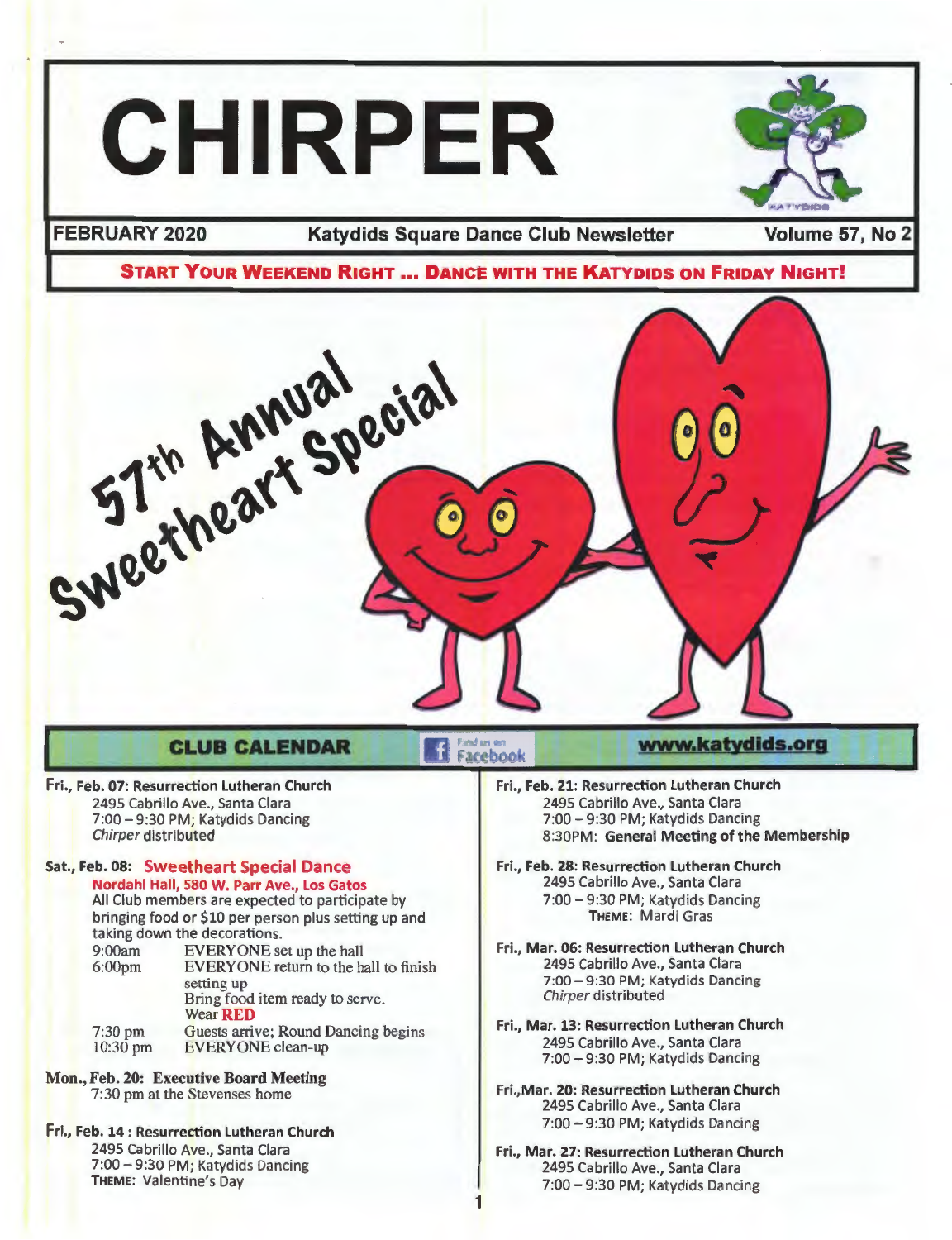# CHIRPER

**FEBRUARY 2020** **Katydids Square Dance Club Newsletter** **Volume 57, No 2**

**START YOUR WEEKEND RIGHT ... DANCE WITH THE KATYDIDS ON FRIDAY NIGHT!**

57th Annual Sweetheart Special

## CLUB CALENDAR

Find us on Facebook

**www.katydids.org**

**Fri., Feb. 07: Resurrection Lutheran Church**
2495 Cabrillo Ave., Santa Clara
7:00 – 9:30 PM; Katydids Dancing
*Chirper* distributed

**Sat., Feb. 08: Sweetheart Special Dance**
**Nordahl Hall, 580 W. Parr Ave., Los Gatos**
All Club members are expected to participate by bringing food or $10 per person plus setting up and taking down the decorations.

| | |
|---|---|
| 9:00am | EVERYONE set up the hall |
| 6:00pm | EVERYONE return to the hall to finish setting up<br>Bring food item ready to serve.<br>Wear **RED** |
| 7:30 pm | Guests arrive; Round Dancing begins |
| 10:30 pm | EVERYONE clean-up |

**Mon., Feb. 20: Executive Board Meeting**
7:30 pm at the Stevenses home

**Fri., Feb. 14 : Resurrection Lutheran Church**
2495 Cabrillo Ave., Santa Clara
7:00 – 9:30 PM; Katydids Dancing
**THEME:** Valentine's Day

**Fri., Feb. 21: Resurrection Lutheran Church**
2495 Cabrillo Ave., Santa Clara
7:00 – 9:30 PM; Katydids Dancing
8:30PM: **General Meeting of the Membership**

**Fri., Feb. 28: Resurrection Lutheran Church**
2495 Cabrillo Ave., Santa Clara
7:00 – 9:30 PM; Katydids Dancing
**THEME:** Mardi Gras

**Fri., Mar. 06: Resurrection Lutheran Church**
2495 Cabrillo Ave., Santa Clara
7:00 – 9:30 PM; Katydids Dancing
*Chirper* distributed

**Fri., Mar. 13: Resurrection Lutheran Church**
2495 Cabrillo Ave., Santa Clara
7:00 – 9:30 PM; Katydids Dancing

**Fri.,Mar. 20: Resurrection Lutheran Church**
2495 Cabrillo Ave., Santa Clara
7:00 – 9:30 PM; Katydids Dancing

**Fri., Mar. 27: Resurrection Lutheran Church**
2495 Cabrillo Ave., Santa Clara
7:00 – 9:30 PM; Katydids Dancing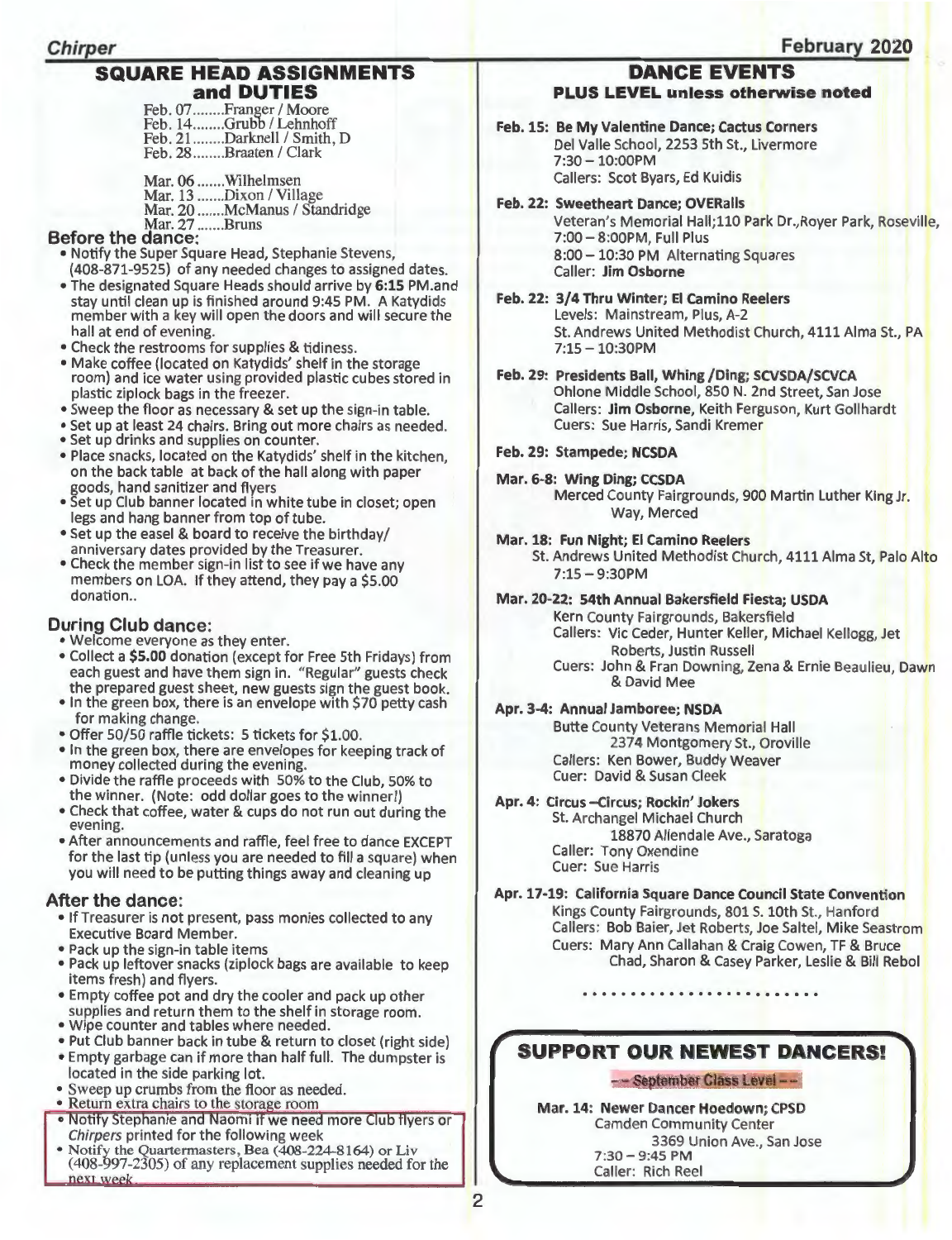## SQUARE HEAD ASSIGNMENTS and DUTIES

Feb. 07........Franger / Moore
Feb. 14........Grubb / Lehnhoff
Feb. 21........Darknell / Smith, D
Feb. 28........Braaten / Clark

Mar. 06.......Wilhelmsen
Mar. 13.......Dixon / Village
Mar. 20.......McManus / Standridge
Mar. 27.......Bruns

### Before the dance:

- Notify the Super Square Head, Stephanie Stevens, (408-871-9525) of any needed changes to assigned dates.
- The designated Square Heads should arrive by **6:15** PM.and stay until clean up is finished around 9:45 PM. A Katydids member with a key will open the doors and will secure the hall at end of evening.
- Check the restrooms for supplies & tidiness.
- Make coffee (located on Katydids' shelf in the storage room) and ice water using provided plastic cubes stored in plastic ziplock bags in the freezer.
- Sweep the floor as necessary & set up the sign-in table.
- Set up at least 24 chairs. Bring out more chairs as needed.
- Set up drinks and supplies on counter.
- Place snacks, located on the Katydids' shelf in the kitchen, on the back table at back of the hall along with paper goods, hand sanitizer and flyers
- Set up Club banner located in white tube in closet; open legs and hang banner from top of tube.
- Set up the easel & board to receive the birthday/ anniversary dates provided by the Treasurer.
- Check the member sign-in list to see if we have any members on LOA. If they attend, they pay a $5.00 donation..

### During Club dance:

- Welcome everyone as they enter.
- Collect a **$5.00** donation (except for Free 5th Fridays) from each guest and have them sign in. "Regular" guests check the prepared guest sheet, new guests sign the guest book.
- In the green box, there is an envelope with $70 petty cash for making change.
- Offer 50/50 raffle tickets: 5 tickets for $1.00.
- In the green box, there are envelopes for keeping track of money collected during the evening.
- Divide the raffle proceeds with 50% to the Club, 50% to the winner. (Note: odd dollar goes to the winner!)
- Check that coffee, water & cups do not run out during the evening.
- After announcements and raffle, feel free to dance EXCEPT for the last tip (unless you are needed to fill a square) when you will need to be putting things away and cleaning up

### After the dance:

- If Treasurer is not present, pass monies collected to any Executive Board Member.
- Pack up the sign-in table items
- Pack up leftover snacks (ziplock bags are available to keep items fresh) and flyers.
- Empty coffee pot and dry the cooler and pack up other supplies and return them to the shelf in storage room.
- Wipe counter and tables where needed.
- Put Club banner back in tube & return to closet (right side)
- Empty garbage can if more than half full. The dumpster is located in the side parking lot.
- Sweep up crumbs from the floor as needed.
- Return extra chairs to the storage room
- Notify Stephanie and Naomi if we need more Club flyers or *Chirpers* printed for the following week
- Notify the Quartermasters, Bea (408-224-8164) or Liv (408-997-2305) of any replacement supplies needed for the next week.

## DANCE EVENTS

**PLUS LEVEL unless otherwise noted**

**Feb. 15: Be My Valentine Dance; Cactus Corners**
Del Valle School, 2253 5th St., Livermore
7:30 – 10:00PM
Callers: Scot Byars, Ed Kuidis

**Feb. 22: Sweetheart Dance; OVERalls**
Veteran's Memorial Hall;110 Park Dr.,Royer Park, Roseville,
7:00 – 8:00PM, Full Plus
8:00 – 10:30 PM Alternating Squares
Caller: **Jim Osborne**

**Feb. 22: 3/4 Thru Winter; El Camino Reelers**
Levels: Mainstream, Plus, A-2
St. Andrews United Methodist Church, 4111 Alma St., PA
7:15 – 10:30PM

**Feb. 29: Presidents Ball, Whing /Ding; SCVSDA/SCVCA**
Ohlone Middle School, 850 N. 2nd Street, San Jose
Callers: **Jim Osborne**, Keith Ferguson, Kurt Gollhardt
Cuers: Sue Harris, Sandi Kremer

**Feb. 29: Stampede; NCSDA**

**Mar. 6-8: Wing Ding; CCSDA**
Merced County Fairgrounds, 900 Martin Luther King Jr. Way, Merced

**Mar. 18: Fun Night; El Camino Reelers**
St. Andrews United Methodist Church, 4111 Alma St, Palo Alto
7:15 – 9:30PM

**Mar. 20-22: 54th Annual Bakersfield Fiesta; USDA**
Kern County Fairgrounds, Bakersfield
Callers: Vic Ceder, Hunter Keller, Michael Kellogg, Jet Roberts, Justin Russell
Cuers: John & Fran Downing, Zena & Ernie Beaulieu, Dawn & David Mee

**Apr. 3-4: Annual Jamboree; NSDA**
Butte County Veterans Memorial Hall
2374 Montgomery St., Oroville
Callers: Ken Bower, Buddy Weaver
Cuer: David & Susan Cleek

**Apr. 4: Circus –Circus; Rockin' Jokers**
St. Archangel Michael Church
18870 Allendale Ave., Saratoga
Caller: Tony Oxendine
Cuer: Sue Harris

**Apr. 17-19: California Square Dance Council State Convention**
Kings County Fairgrounds, 801 S. 10th St., Hanford
Callers: Bob Baier, Jet Roberts, Joe Saltel, Mike Seastrom
Cuers: Mary Ann Callahan & Craig Cowen, TF & Bruce Chad, Sharon & Casey Parker, Leslie & Bill Rebol

## SUPPORT OUR NEWEST DANCERS!

-- September Class Level --

**Mar. 14: Newer Dancer Hoedown; CPSD**
Camden Community Center
3369 Union Ave., San Jose
7:30 – 9:45 PM
Caller: Rich Reel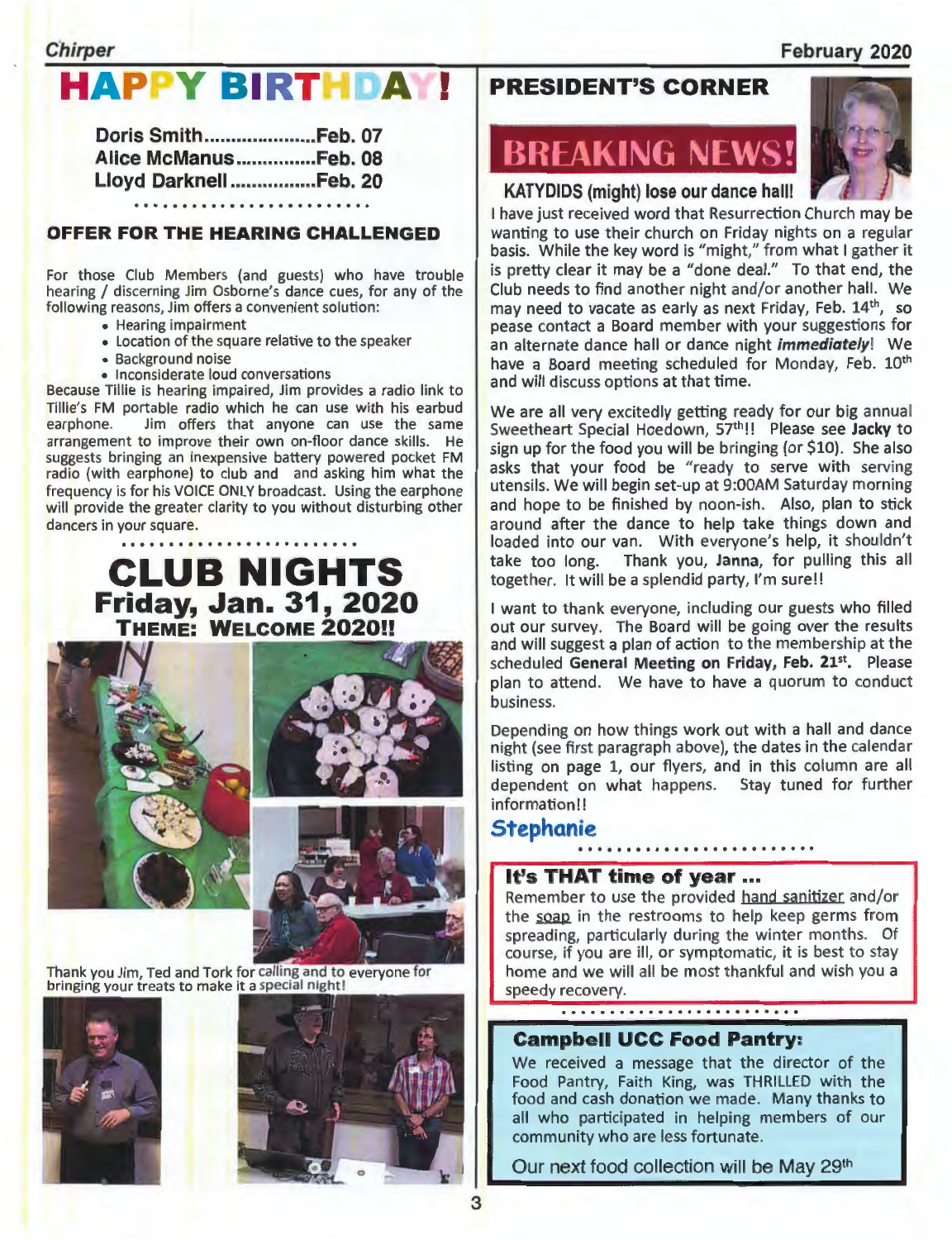# HAPPY BIRTHDAY!

**Doris Smith.....................Feb. 07**
**Alice McManus...............Feb. 08**
**Lloyd Darknell................Feb. 20**

## OFFER FOR THE HEARING CHALLENGED

For those Club Members (and guests) who have trouble hearing / discerning Jim Osborne's dance cues, for any of the following reasons, Jim offers a convenient solution:

- Hearing impairment
- Location of the square relative to the speaker
- Background noise
- Inconsiderate loud conversations

Because Tillie is hearing impaired, Jim provides a radio link to Tillie's FM portable radio which he can use with his earbud earphone. Jim offers that anyone can use the same arrangement to improve their own on-floor dance skills. He suggests bringing an inexpensive battery powered pocket FM radio (with earphone) to club and and asking him what the frequency is for his VOICE ONLY broadcast. Using the earphone will provide the greater clarity to you without disturbing other dancers in your square.

# CLUB NIGHTS

## Friday, Jan. 31, 2020

### THEME: WELCOME 2020!!

Thank you Jim, Ted and Tork for calling and to everyone for bringing your treats to make it a special night!

## PRESIDENT'S CORNER

# BREAKING NEWS!

**KATYDIDS (might) lose our dance hall!**

I have just received word that Resurrection Church may be wanting to use their church on Friday nights on a regular basis. While the key word is "might," from what I gather it is pretty clear it may be a "done deal." To that end, the Club needs to find another night and/or another hall. We may need to vacate as early as next Friday, Feb. 14th, so pease contact a Board member with your suggestions for an alternate dance hall or dance night ***immediately***! We have a Board meeting scheduled for Monday, Feb. 10th and will discuss options at that time.

We are all very excitedly getting ready for our big annual Sweetheart Special Hoedown, 57th!! Please see **Jacky** to sign up for the food you will be bringing (or $10). She also asks that your food be "ready to serve with serving utensils. We will begin set-up at 9:00AM Saturday morning and hope to be finished by noon-ish. Also, plan to stick around after the dance to help take things down and loaded into our van. With everyone's help, it shouldn't take too long. Thank you, **Janna**, for pulling this all together. It will be a splendid party, I'm sure!!

I want to thank everyone, including our guests who filled out our survey. The Board will be going over the results and will suggest a plan of action to the membership at the scheduled **General Meeting on Friday, Feb. 21st.** Please plan to attend. We have to have a quorum to conduct business.

Depending on how things work out with a hall and dance night (see first paragraph above), the dates in the calendar listing on page 1, our flyers, and in this column are all dependent on what happens. Stay tuned for further information!!

**Stephanie**

### It's THAT time of year ...

Remember to use the provided hand sanitizer and/or the soap in the restrooms to help keep germs from spreading, particularly during the winter months. Of course, if you are ill, or symptomatic, it is best to stay home and we will all be most thankful and wish you a speedy recovery.

### Campbell UCC Food Pantry:

We received a message that the director of the Food Pantry, Faith King, was THRILLED with the food and cash donation we made. Many thanks to all who participated in helping members of our community who are less fortunate.

Our next food collection will be May 29th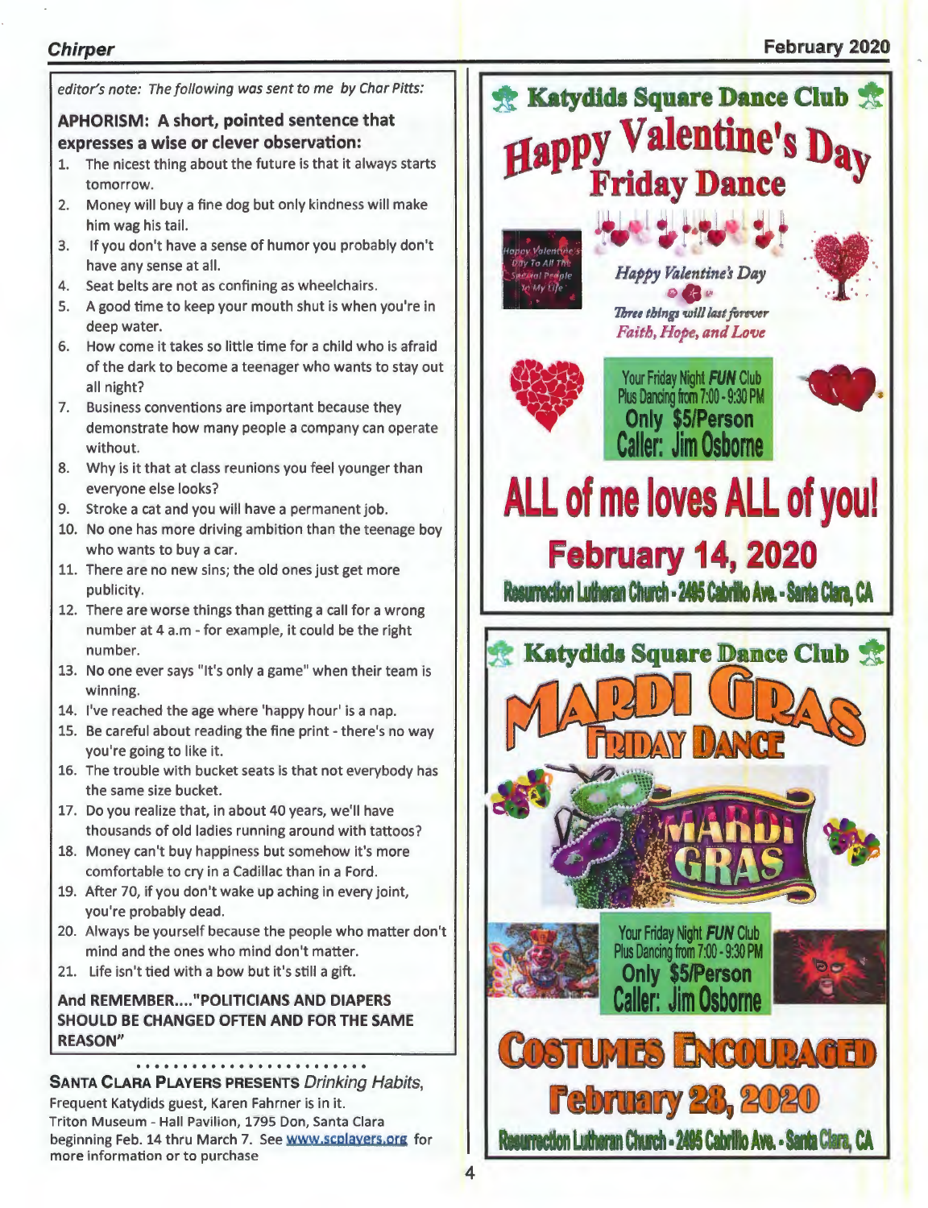*editor's note: The following was sent to me by Char Pitts:*

**APHORISM: A short, pointed sentence that expresses a wise or clever observation:**

1. The nicest thing about the future is that it always starts tomorrow.
2. Money will buy a fine dog but only kindness will make him wag his tail.
3. If you don't have a sense of humor you probably don't have any sense at all.
4. Seat belts are not as confining as wheelchairs.
5. A good time to keep your mouth shut is when you're in deep water.
6. How come it takes so little time for a child who is afraid of the dark to become a teenager who wants to stay out all night?
7. Business conventions are important because they demonstrate how many people a company can operate without.
8. Why is it that at class reunions you feel younger than everyone else looks?
9. Stroke a cat and you will have a permanent job.
10. No one has more driving ambition than the teenage boy who wants to buy a car.
11. There are no new sins; the old ones just get more publicity.
12. There are worse things than getting a call for a wrong number at 4 a.m - for example, it could be the right number.
13. No one ever says "It's only a game" when their team is winning.
14. I've reached the age where 'happy hour' is a nap.
15. Be careful about reading the fine print - there's no way you're going to like it.
16. The trouble with bucket seats is that not everybody has the same size bucket.
17. Do you realize that, in about 40 years, we'll have thousands of old ladies running around with tattoos?
18. Money can't buy happiness but somehow it's more comfortable to cry in a Cadillac than in a Ford.
19. After 70, if you don't wake up aching in every joint, you're probably dead.
20. Always be yourself because the people who matter don't mind and the ones who mind don't matter.
21. Life isn't tied with a bow but it's still a gift.

**And REMEMBER...."POLITICIANS AND DIAPERS SHOULD BE CHANGED OFTEN AND FOR THE SAME REASON"**

**SANTA CLARA PLAYERS PRESENTS** *Drinking Habits*,
Frequent Katydids guest, Karen Fahrner is in it.
Triton Museum - Hall Pavilion, 1795 Don, Santa Clara beginning Feb. 14 thru March 7. See www.scplayers.org for more information or to purchase

---

## Katydids Square Dance Club

# Happy Valentine's Day Friday Dance

Happy Valentine's Day To All The Special People In My Life

*Happy Valentine's Day*

*Three things will last forever*
*Faith, Hope, and Love*

Your Friday Night **FUN** Club
Plus Dancing from 7:00 - 9:30 PM
**Only $5/Person**
**Caller: Jim Osborne**

## ALL of me loves ALL of you!

## February 14, 2020

Resurrection Lutheran Church - 2495 Cabrillo Ave. - Santa Clara, CA

---

## Katydids Square Dance Club

# MARDI GRAS FRIDAY DANCE

Your Friday Night **FUN** Club
Plus Dancing from 7:00 - 9:30 PM
**Only $5/Person**
**Caller: Jim Osborne**

## COSTUMES ENCOURAGED

## February 28, 2020

Resurrection Lutheran Church - 2495 Cabrillo Ave. - Santa Clara, CA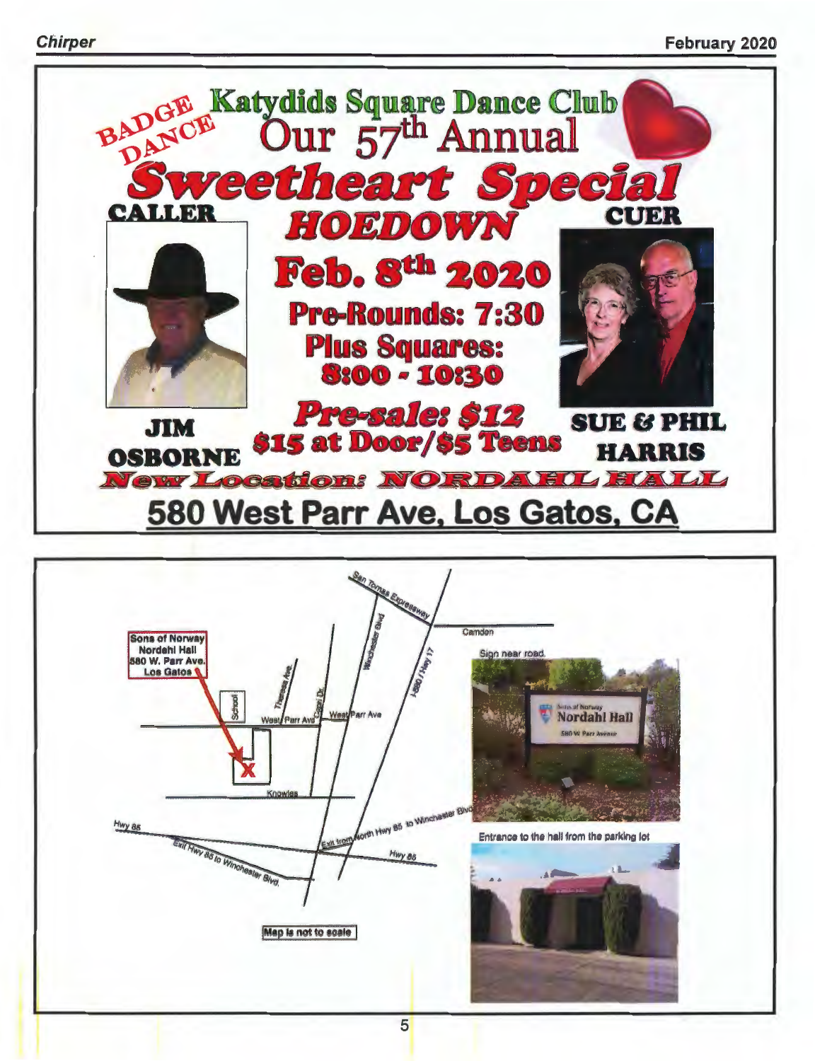BADGE DANCE

# Katydids Square Dance Club

## Our 57th Annual

# Sweetheart Special

## HOEDOWN

**CALLER**

**JIM OSBORNE**

**CUER**

**SUE & PHIL HARRIS**

## Feb. 8th 2020

**Pre-Rounds: 7:30**

**Plus Squares: 8:00 - 10:30**

***Pre-sale: $12***

**$15 at Door/$5 Teens**

**New Location: NORDAHL HALL**

## 580 West Parr Ave, Los Gatos, CA

Sons of Norway
Nordahl Hall
580 W. Parr Ave.
Los Gatos

San Tomas Expressway

Camden

Winchester Blvd

I-880 / Hwy 17

Theresa Ave.

School

West Parr Ave

Capri Dr.

West Parr Ave

Knowles

Hwy 85

Exit Hwy 85 to Winchester Blvd.

Exit from North Hwy 85 to Winchester Blvd

Hwy 85

Map is not to scale

Sign near road.

Sons of Norway
Nordahl Hall
580 W Parr Avenue

Entrance to the hall from the parking lot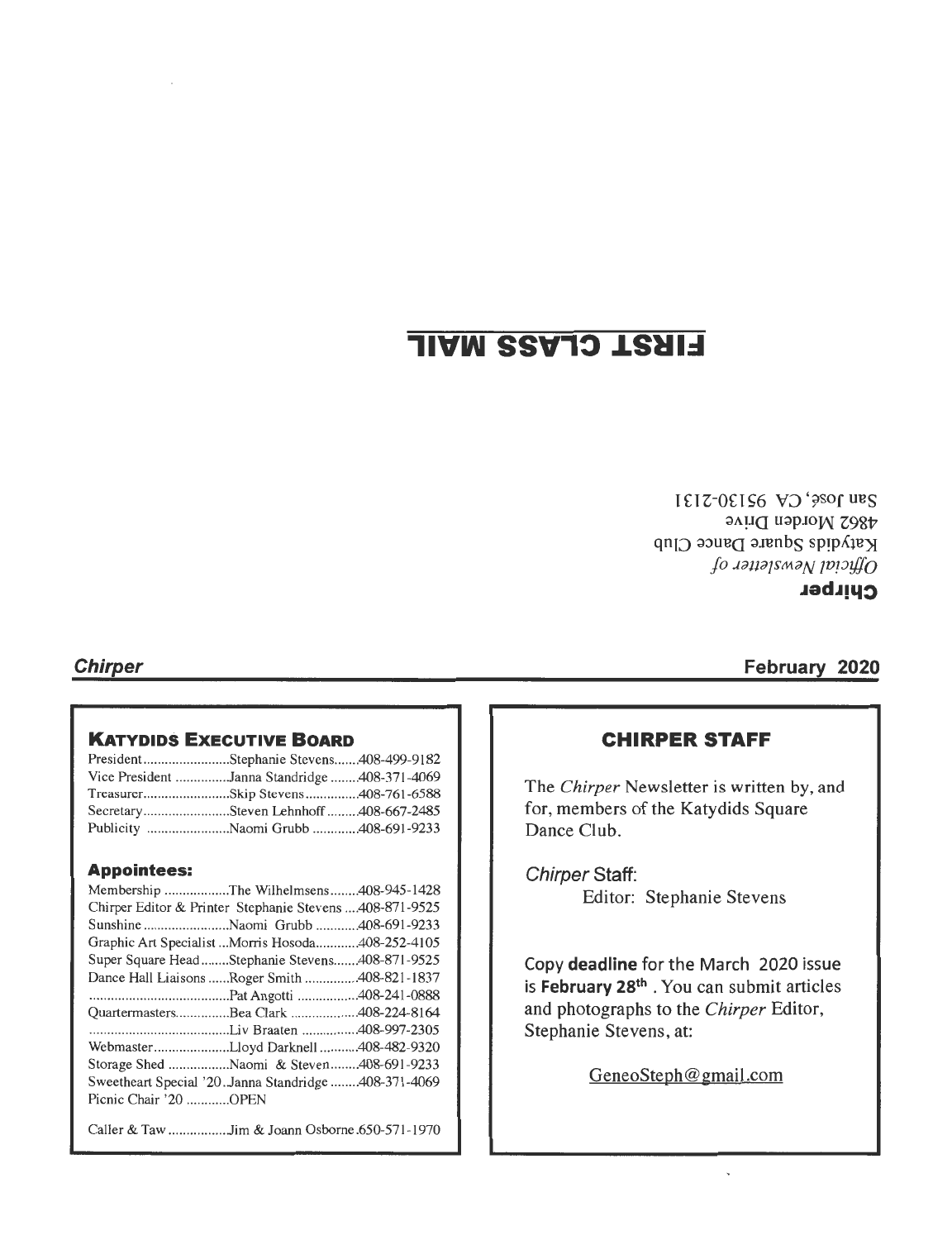# FIRST CLASS MAIL

**Chirper**
*Official Newsletter of*
Katydids Square Dance Club
4862 Morden Drive
San José, CA 95130-2131

***Chirper*** **February 2020**

### KATYDIDS EXECUTIVE BOARD

| | | |
|---|---|---|
| President | Stephanie Stevens | 408-499-9182 |
| Vice President | Janna Standridge | 408-371-4069 |
| Treasurer | Skip Stevens | 408-761-6588 |
| Secretary | Steven Lehnhoff | 408-667-2485 |
| Publicity | Naomi Grubb | 408-691-9233 |

### Appointees:

| | | |
|---|---|---|
| Membership | The Wilhelmsens | 408-945-1428 |
| Chirper Editor & Printer | Stephanie Stevens | 408-871-9525 |
| Sunshine | Naomi Grubb | 408-691-9233 |
| Graphic Art Specialist | Morris Hosoda | 408-252-4105 |
| Super Square Head | Stephanie Stevens | 408-871-9525 |
| Dance Hall Liaisons | Roger Smith | 408-821-1837 |
| | Pat Angotti | 408-241-0888 |
| Quartermasters | Bea Clark | 408-224-8164 |
| | Liv Braaten | 408-997-2305 |
| Webmaster | Lloyd Darknell | 408-482-9320 |
| Storage Shed | Naomi & Steven | 408-691-9233 |
| Sweetheart Special '20 | Janna Standridge | 408-371-4069 |
| Picnic Chair '20 | OPEN | |

Caller & Taw ................Jim & Joann Osborne.650-571-1970

### CHIRPER STAFF

The *Chirper* Newsletter is written by, and for, members of the Katydids Square Dance Club.

*Chirper* Staff:
Editor: Stephanie Stevens

Copy **deadline** for the March 2020 issue is **February 28th** . You can submit articles and photographs to the *Chirper* Editor, Stephanie Stevens, at:

GeneoSteph@gmail.com